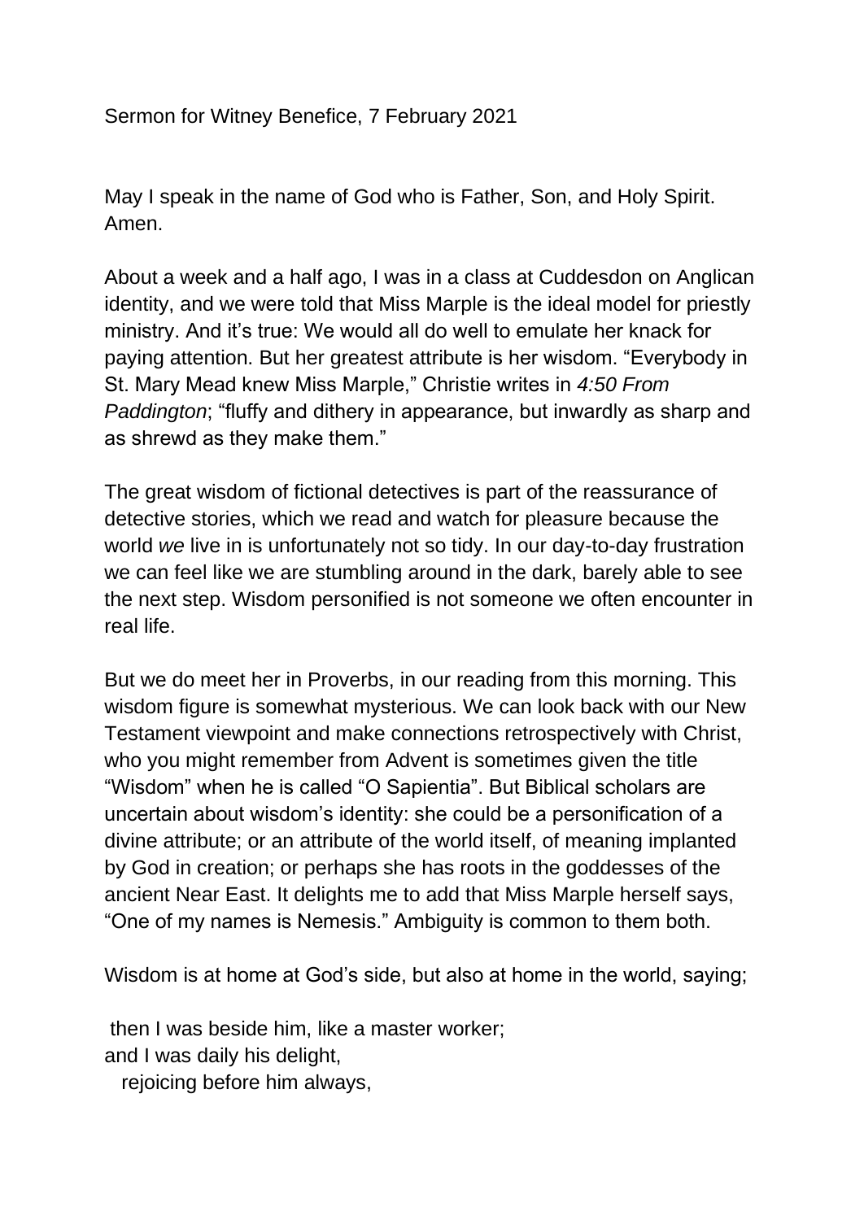Sermon for Witney Benefice, 7 February 2021

May I speak in the name of God who is Father, Son, and Holy Spirit. Amen.

About a week and a half ago, I was in a class at Cuddesdon on Anglican identity, and we were told that Miss Marple is the ideal model for priestly ministry. And it's true: We would all do well to emulate her knack for paying attention. But her greatest attribute is her wisdom. "Everybody in St. Mary Mead knew Miss Marple," Christie writes in *4:50 From Paddington*; "fluffy and dithery in appearance, but inwardly as sharp and as shrewd as they make them."

The great wisdom of fictional detectives is part of the reassurance of detective stories, which we read and watch for pleasure because the world *we* live in is unfortunately not so tidy. In our day-to-day frustration we can feel like we are stumbling around in the dark, barely able to see the next step. Wisdom personified is not someone we often encounter in real life.

But we do meet her in Proverbs, in our reading from this morning. This wisdom figure is somewhat mysterious. We can look back with our New Testament viewpoint and make connections retrospectively with Christ, who you might remember from Advent is sometimes given the title "Wisdom" when he is called "O Sapientia". But Biblical scholars are uncertain about wisdom's identity: she could be a personification of a divine attribute; or an attribute of the world itself, of meaning implanted by God in creation; or perhaps she has roots in the goddesses of the ancient Near East. It delights me to add that Miss Marple herself says, "One of my names is Nemesis." Ambiguity is common to them both.

Wisdom is at home at God's side, but also at home in the world, saying;

then I was beside him, like a master worker;  
and I was daily his delight,  
rejoicing before him always,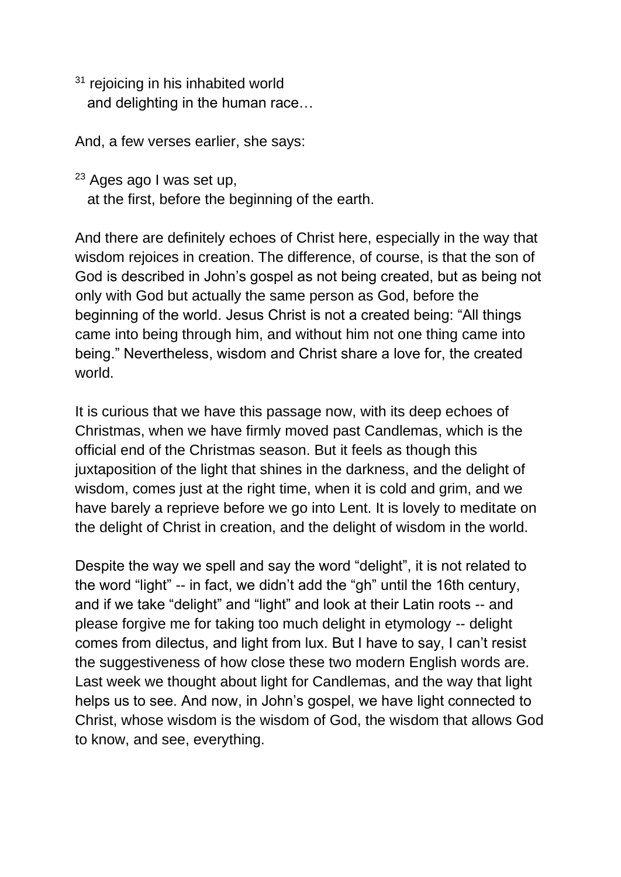[31] rejoicing in his inhabited world
  and delighting in the human race…

And, a few verses earlier, she says:

[23] Ages ago I was set up,
  at the first, before the beginning of the earth.

And there are definitely echoes of Christ here, especially in the way that wisdom rejoices in creation. The difference, of course, is that the son of God is described in John's gospel as not being created, but as being not only with God but actually the same person as God, before the beginning of the world. Jesus Christ is not a created being: "All things came into being through him, and without him not one thing came into being." Nevertheless, wisdom and Christ share a love for, the created world.

It is curious that we have this passage now, with its deep echoes of Christmas, when we have firmly moved past Candlemas, which is the official end of the Christmas season. But it feels as though this juxtaposition of the light that shines in the darkness, and the delight of wisdom, comes just at the right time, when it is cold and grim, and we have barely a reprieve before we go into Lent. It is lovely to meditate on the delight of Christ in creation, and the delight of wisdom in the world.

Despite the way we spell and say the word "delight", it is not related to the word "light" -- in fact, we didn't add the "gh" until the 16th century, and if we take "delight" and "light" and look at their Latin roots -- and please forgive me for taking too much delight in etymology -- delight comes from dilectus, and light from lux. But I have to say, I can't resist the suggestiveness of how close these two modern English words are. Last week we thought about light for Candlemas, and the way that light helps us to see. And now, in John's gospel, we have light connected to Christ, whose wisdom is the wisdom of God, the wisdom that allows God to know, and see, everything.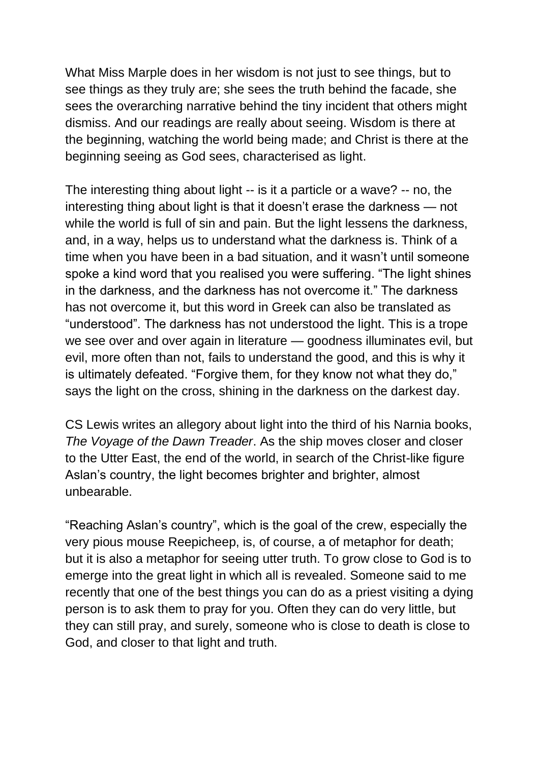What Miss Marple does in her wisdom is not just to see things, but to see things as they truly are; she sees the truth behind the facade, she sees the overarching narrative behind the tiny incident that others might dismiss. And our readings are really about seeing. Wisdom is there at the beginning, watching the world being made; and Christ is there at the beginning seeing as God sees, characterised as light.

The interesting thing about light -- is it a particle or a wave? -- no, the interesting thing about light is that it doesn't erase the darkness — not while the world is full of sin and pain. But the light lessens the darkness, and, in a way, helps us to understand what the darkness is. Think of a time when you have been in a bad situation, and it wasn't until someone spoke a kind word that you realised you were suffering. "The light shines in the darkness, and the darkness has not overcome it." The darkness has not overcome it, but this word in Greek can also be translated as "understood". The darkness has not understood the light. This is a trope we see over and over again in literature — goodness illuminates evil, but evil, more often than not, fails to understand the good, and this is why it is ultimately defeated. "Forgive them, for they know not what they do," says the light on the cross, shining in the darkness on the darkest day.

CS Lewis writes an allegory about light into the third of his Narnia books, *The Voyage of the Dawn Treader*. As the ship moves closer and closer to the Utter East, the end of the world, in search of the Christ-like figure Aslan's country, the light becomes brighter and brighter, almost unbearable.

"Reaching Aslan's country", which is the goal of the crew, especially the very pious mouse Reepicheep, is, of course, a of metaphor for death; but it is also a metaphor for seeing utter truth. To grow close to God is to emerge into the great light in which all is revealed. Someone said to me recently that one of the best things you can do as a priest visiting a dying person is to ask them to pray for you. Often they can do very little, but they can still pray, and surely, someone who is close to death is close to God, and closer to that light and truth.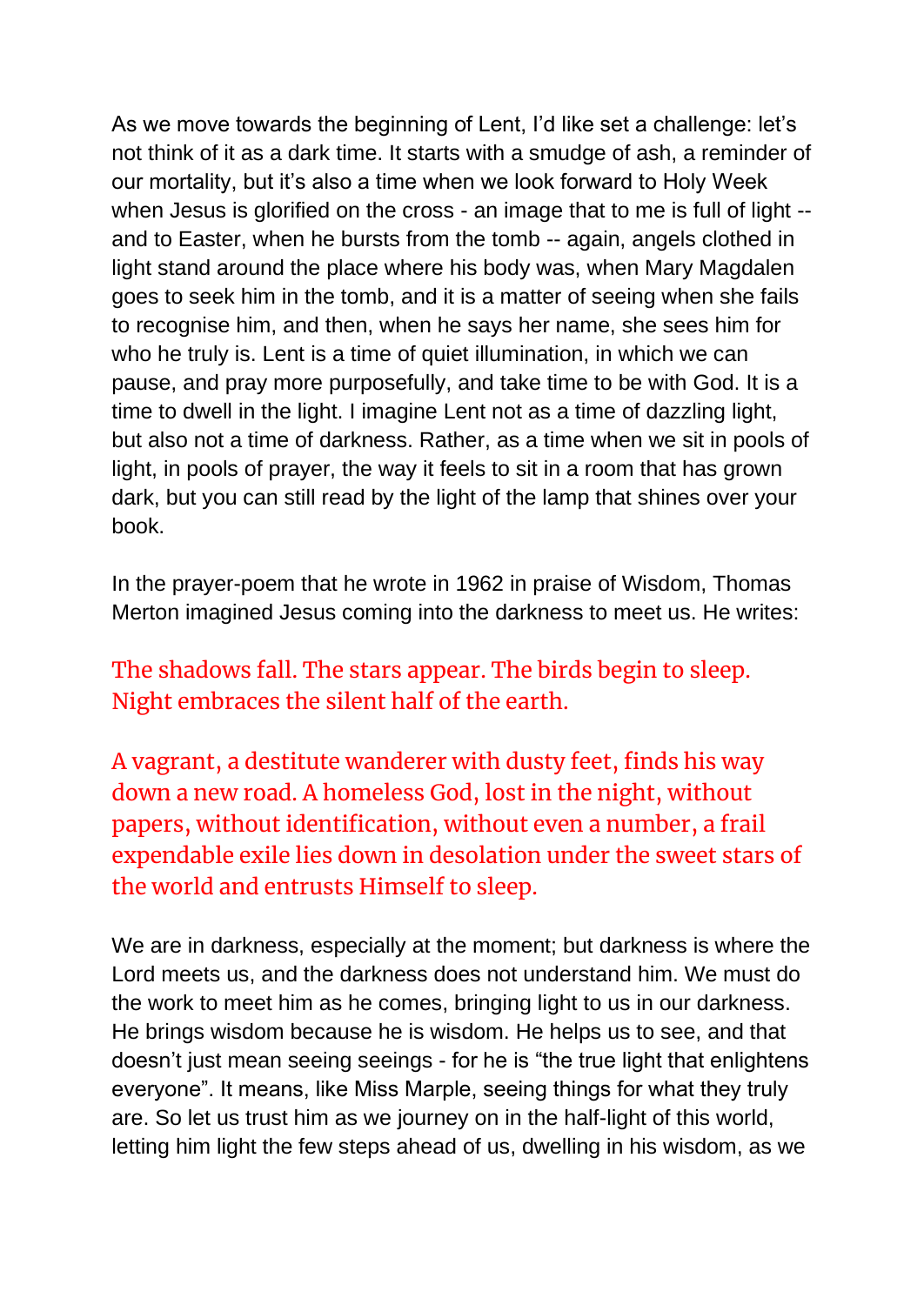As we move towards the beginning of Lent, I'd like set a challenge: let's not think of it as a dark time. It starts with a smudge of ash, a reminder of our mortality, but it's also a time when we look forward to Holy Week when Jesus is glorified on the cross - an image that to me is full of light -- and to Easter, when he bursts from the tomb -- again, angels clothed in light stand around the place where his body was, when Mary Magdalen goes to seek him in the tomb, and it is a matter of seeing when she fails to recognise him, and then, when he says her name, she sees him for who he truly is. Lent is a time of quiet illumination, in which we can pause, and pray more purposefully, and take time to be with God. It is a time to dwell in the light. I imagine Lent not as a time of dazzling light, but also not a time of darkness. Rather, as a time when we sit in pools of light, in pools of prayer, the way it feels to sit in a room that has grown dark, but you can still read by the light of the lamp that shines over your book.

In the prayer-poem that he wrote in 1962 in praise of Wisdom, Thomas Merton imagined Jesus coming into the darkness to meet us. He writes:

The shadows fall. The stars appear. The birds begin to sleep.
Night embraces the silent half of the earth.

A vagrant, a destitute wanderer with dusty feet, finds his way down a new road. A homeless God, lost in the night, without papers, without identification, without even a number, a frail expendable exile lies down in desolation under the sweet stars of the world and entrusts Himself to sleep.

We are in darkness, especially at the moment; but darkness is where the Lord meets us, and the darkness does not understand him. We must do the work to meet him as he comes, bringing light to us in our darkness. He brings wisdom because he is wisdom. He helps us to see, and that doesn't just mean seeing seeings - for he is "the true light that enlightens everyone". It means, like Miss Marple, seeing things for what they truly are. So let us trust him as we journey on in the half-light of this world, letting him light the few steps ahead of us, dwelling in his wisdom, as we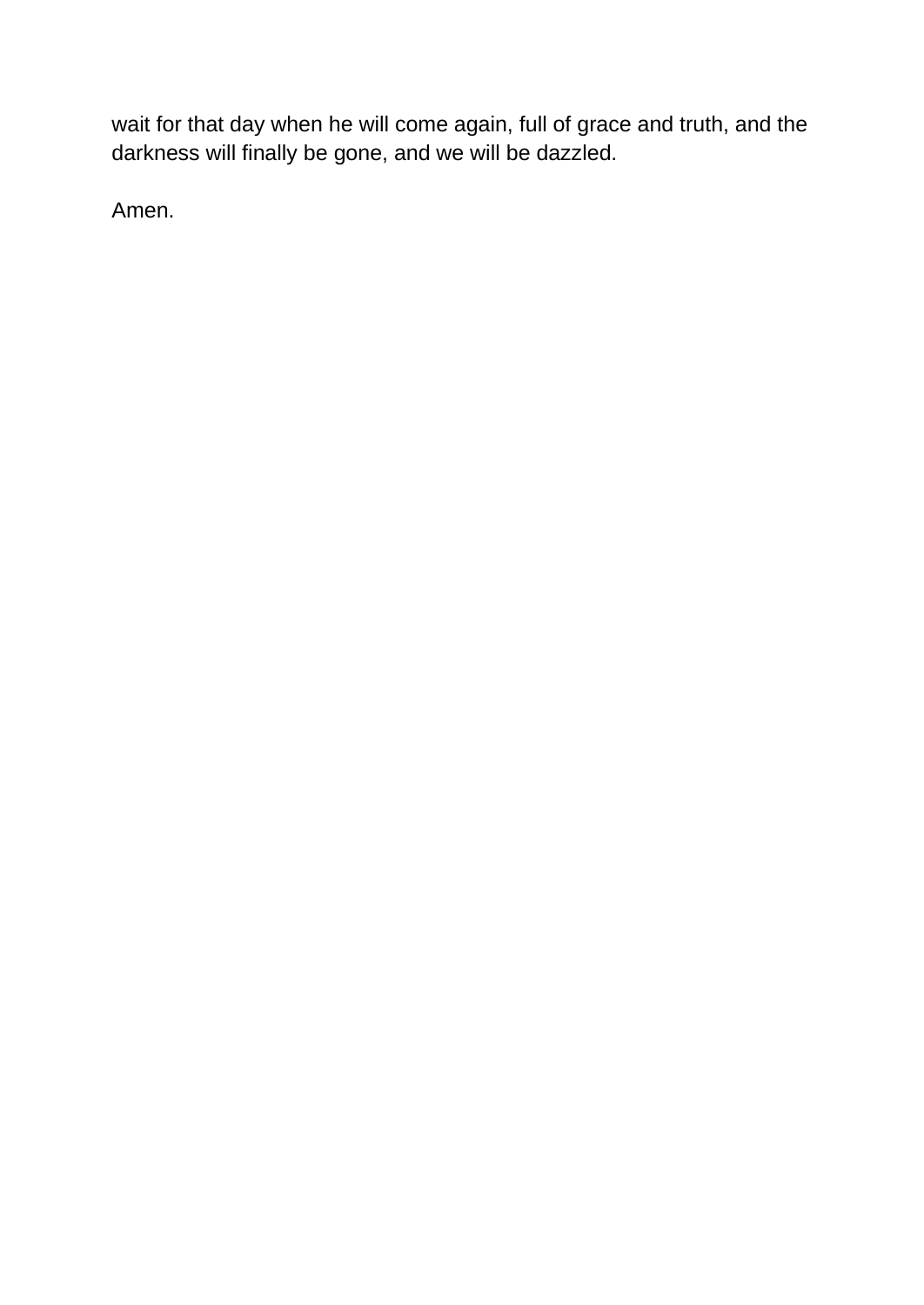wait for that day when he will come again, full of grace and truth, and the darkness will finally be gone, and we will be dazzled.

Amen.